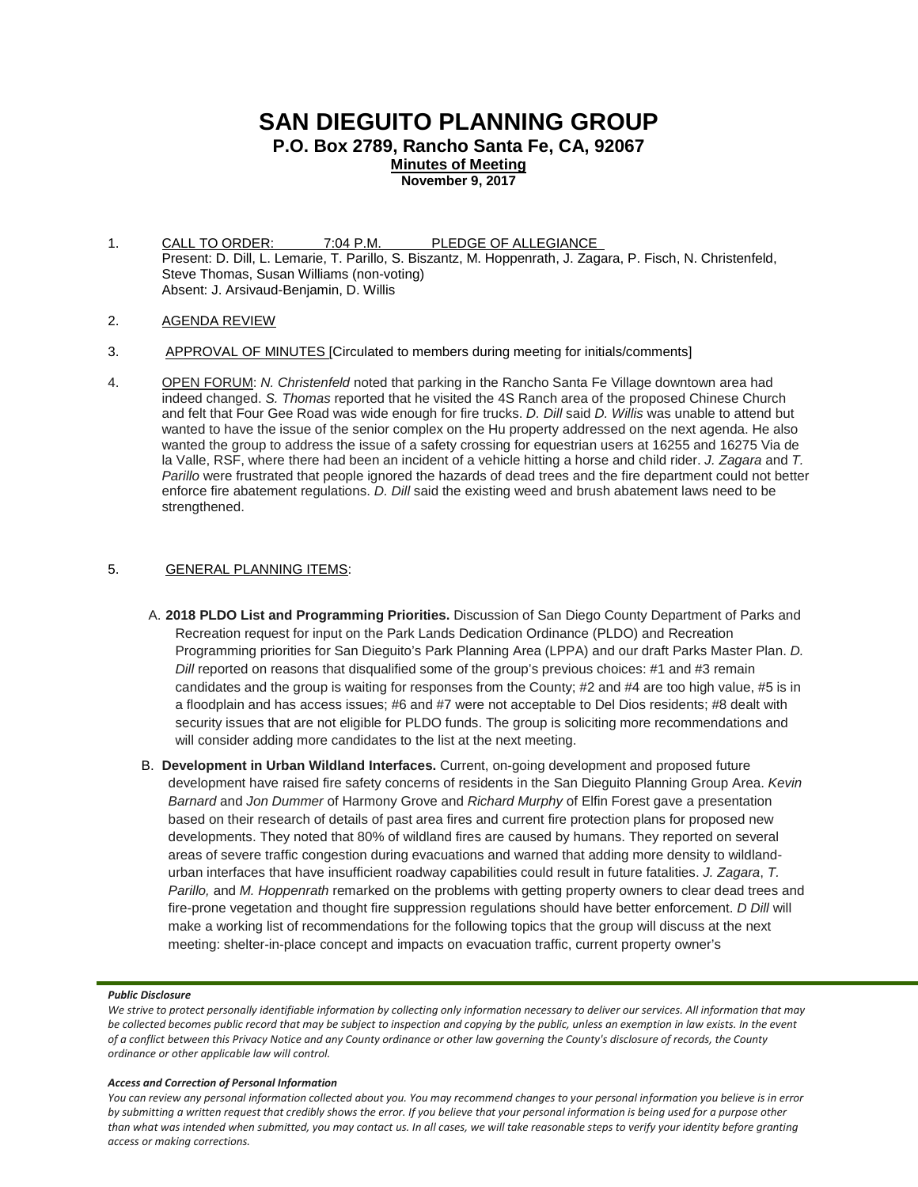# SAN DIEGUITO PLANNING GROUP

**P.O. Box 2789, Rancho Santa Fe, CA, 92067**

**Minutes of Meeting**

**November 9, 2017**

1. CALL TO ORDER: 7:04 P.M. PLEDGE OF ALLEGIANCE

   Present: D. Dill, L. Lemarie, T. Parillo, S. Biszantz, M. Hoppenrath, J. Zagara, P. Fisch, N. Christenfeld, Steve Thomas, Susan Williams (non-voting)

   Absent: J. Arsivaud-Benjamin, D. Willis

2. AGENDA REVIEW

3. APPROVAL OF MINUTES [Circulated to members during meeting for initials/comments]

4. OPEN FORUM: *N. Christenfeld* noted that parking in the Rancho Santa Fe Village downtown area had indeed changed. *S. Thomas* reported that he visited the 4S Ranch area of the proposed Chinese Church and felt that Four Gee Road was wide enough for fire trucks. *D. Dill* said *D. Willis* was unable to attend but wanted to have the issue of the senior complex on the Hu property addressed on the next agenda. He also wanted the group to address the issue of a safety crossing for equestrian users at 16255 and 16275 Via de la Valle, RSF, where there had been an incident of a vehicle hitting a horse and child rider. *J. Zagara* and *T. Parillo* were frustrated that people ignored the hazards of dead trees and the fire department could not better enforce fire abatement regulations. *D. Dill* said the existing weed and brush abatement laws need to be strengthened.

5. GENERAL PLANNING ITEMS:

   A. **2018 PLDO List and Programming Priorities.** Discussion of San Diego County Department of Parks and Recreation request for input on the Park Lands Dedication Ordinance (PLDO) and Recreation Programming priorities for San Dieguito's Park Planning Area (LPPA) and our draft Parks Master Plan. *D. Dill* reported on reasons that disqualified some of the group's previous choices: #1 and #3 remain candidates and the group is waiting for responses from the County; #2 and #4 are too high value, #5 is in a floodplain and has access issues; #6 and #7 were not acceptable to Del Dios residents; #8 dealt with security issues that are not eligible for PLDO funds. The group is soliciting more recommendations and will consider adding more candidates to the list at the next meeting.

   B. **Development in Urban Wildland Interfaces.** Current, on-going development and proposed future development have raised fire safety concerns of residents in the San Dieguito Planning Group Area. *Kevin Barnard* and *Jon Dummer* of Harmony Grove and *Richard Murphy* of Elfin Forest gave a presentation based on their research of details of past area fires and current fire protection plans for proposed new developments. They noted that 80% of wildland fires are caused by humans. They reported on several areas of severe traffic congestion during evacuations and warned that adding more density to wildland-urban interfaces that have insufficient roadway capabilities could result in future fatalities. *J. Zagara*, *T. Parillo,* and *M. Hoppenrath* remarked on the problems with getting property owners to clear dead trees and fire-prone vegetation and thought fire suppression regulations should have better enforcement. *D Dill* will make a working list of recommendations for the following topics that the group will discuss at the next meeting: shelter-in-place concept and impacts on evacuation traffic, current property owner's

***Public Disclosure***

*We strive to protect personally identifiable information by collecting only information necessary to deliver our services. All information that may be collected becomes public record that may be subject to inspection and copying by the public, unless an exemption in law exists. In the event of a conflict between this Privacy Notice and any County ordinance or other law governing the County's disclosure of records, the County ordinance or other applicable law will control.*

***Access and Correction of Personal Information***

*You can review any personal information collected about you. You may recommend changes to your personal information you believe is in error by submitting a written request that credibly shows the error. If you believe that your personal information is being used for a purpose other than what was intended when submitted, you may contact us. In all cases, we will take reasonable steps to verify your identity before granting access or making corrections.*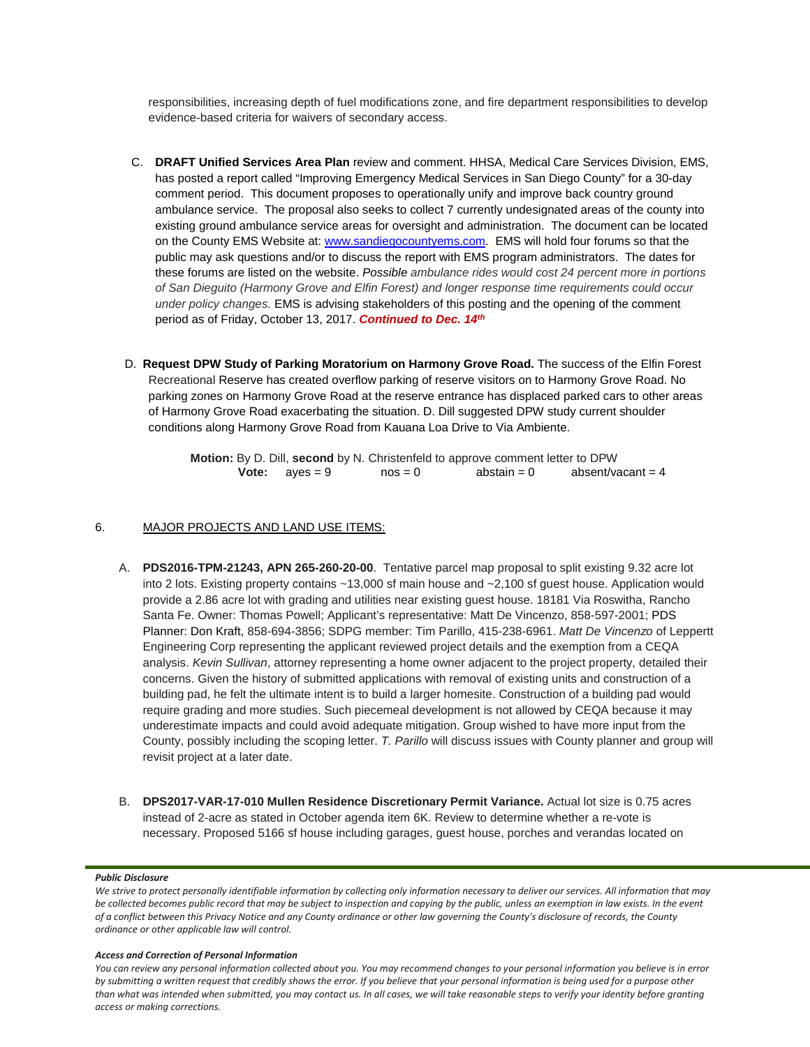responsibilities, increasing depth of fuel modifications zone, and fire department responsibilities to develop evidence-based criteria for waivers of secondary access.

C. **DRAFT Unified Services Area Plan** review and comment. HHSA, Medical Care Services Division, EMS, has posted a report called "Improving Emergency Medical Services in San Diego County" for a 30-day comment period. This document proposes to operationally unify and improve back country ground ambulance service. The proposal also seeks to collect 7 currently undesignated areas of the county into existing ground ambulance service areas for oversight and administration. The document can be located on the County EMS Website at: [www.sandiegocountyems.com](http://www.sandiegocountyems.com). EMS will hold four forums so that the public may ask questions and/or to discuss the report with EMS program administrators. The dates for these forums are listed on the website. *Possible ambulance rides would cost 24 percent more in portions of San Dieguito (Harmony Grove and Elfin Forest) and longer response time requirements could occur under policy changes.* EMS is advising stakeholders of this posting and the opening of the comment period as of Friday, October 13, 2017. ***Continued to Dec. 14th***

D. **Request DPW Study of Parking Moratorium on Harmony Grove Road.** The success of the Elfin Forest Recreational Reserve has created overflow parking of reserve visitors on to Harmony Grove Road. No parking zones on Harmony Grove Road at the reserve entrance has displaced parked cars to other areas of Harmony Grove Road exacerbating the situation. D. Dill suggested DPW study current shoulder conditions along Harmony Grove Road from Kauana Loa Drive to Via Ambiente.

**Motion:** By D. Dill, **second** by N. Christenfeld to approve comment letter to DPW
**Vote:** ayes = 9 nos = 0 abstain = 0 absent/vacant = 4

6. MAJOR PROJECTS AND LAND USE ITEMS:

A. **PDS2016-TPM-21243, APN 265-260-20-00**. Tentative parcel map proposal to split existing 9.32 acre lot into 2 lots. Existing property contains ~13,000 sf main house and ~2,100 sf guest house. Application would provide a 2.86 acre lot with grading and utilities near existing guest house. 18181 Via Roswitha, Rancho Santa Fe. Owner: Thomas Powell; Applicant's representative: Matt De Vincenzo, 858-597-2001; PDS Planner: Don Kraft, 858-694-3856; SDPG member: Tim Parillo, 415-238-6961. *Matt De Vincenzo* of Leppertt Engineering Corp representing the applicant reviewed project details and the exemption from a CEQA analysis. *Kevin Sullivan*, attorney representing a home owner adjacent to the project property, detailed their concerns. Given the history of submitted applications with removal of existing units and construction of a building pad, he felt the ultimate intent is to build a larger homesite. Construction of a building pad would require grading and more studies. Such piecemeal development is not allowed by CEQA because it may underestimate impacts and could avoid adequate mitigation. Group wished to have more input from the County, possibly including the scoping letter. *T. Parillo* will discuss issues with County planner and group will revisit project at a later date.

B. **DPS2017-VAR-17-010 Mullen Residence Discretionary Permit Variance.** Actual lot size is 0.75 acres instead of 2-acre as stated in October agenda item 6K. Review to determine whether a re-vote is necessary. Proposed 5166 sf house including garages, guest house, porches and verandas located on

***Public Disclosure***

*We strive to protect personally identifiable information by collecting only information necessary to deliver our services. All information that may be collected becomes public record that may be subject to inspection and copying by the public, unless an exemption in law exists. In the event of a conflict between this Privacy Notice and any County ordinance or other law governing the County's disclosure of records, the County ordinance or other applicable law will control.*

***Access and Correction of Personal Information***

*You can review any personal information collected about you. You may recommend changes to your personal information you believe is in error by submitting a written request that credibly shows the error. If you believe that your personal information is being used for a purpose other than what was intended when submitted, you may contact us. In all cases, we will take reasonable steps to verify your identity before granting access or making corrections.*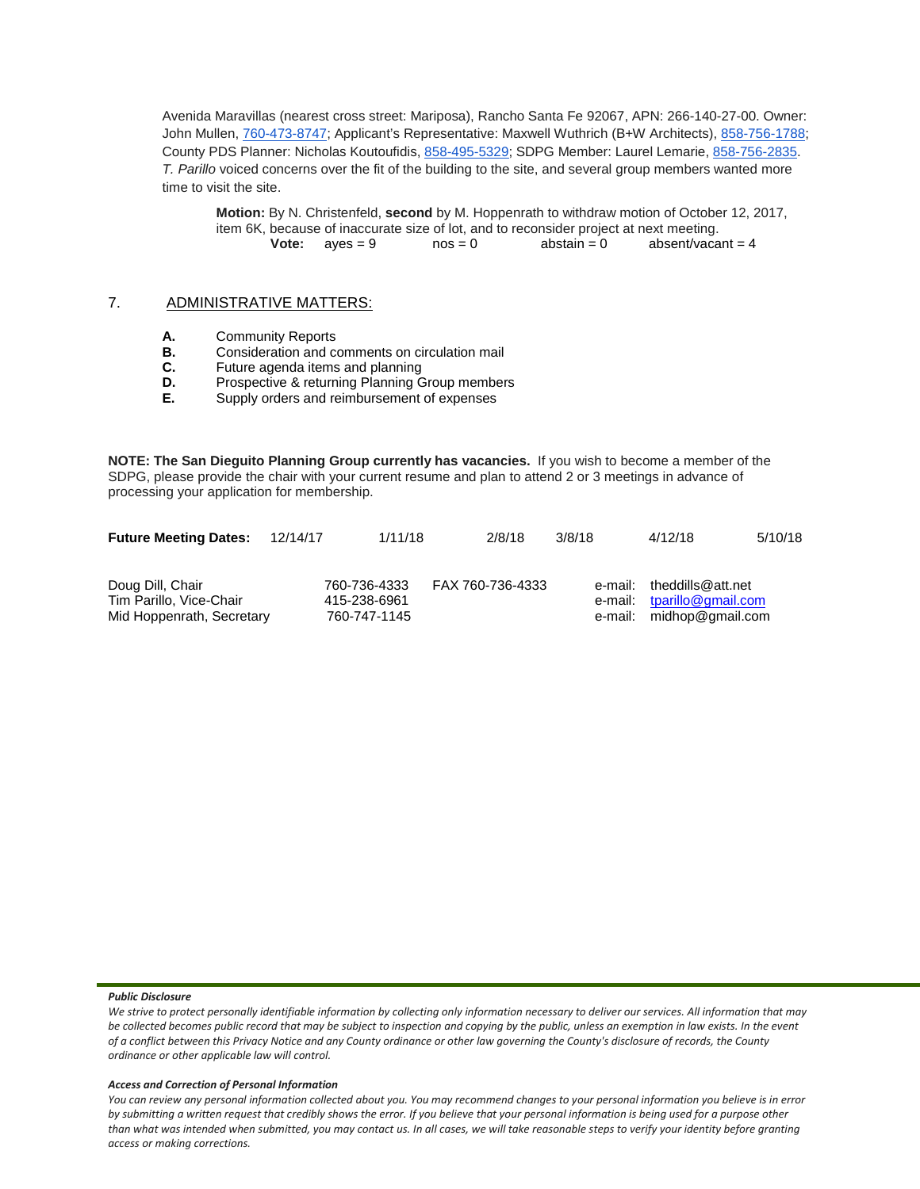Avenida Maravillas (nearest cross street: Mariposa), Rancho Santa Fe 92067, APN: 266-140-27-00. Owner: John Mullen, 760-473-8747; Applicant's Representative: Maxwell Wuthrich (B+W Architects), 858-756-1788; County PDS Planner: Nicholas Koutoufidis, 858-495-5329; SDPG Member: Laurel Lemarie, 858-756-2835. *T. Parillo* voiced concerns over the fit of the building to the site, and several group members wanted more time to visit the site.

> **Motion:** By N. Christenfeld, **second** by M. Hoppenrath to withdraw motion of October 12, 2017, item 6K, because of inaccurate size of lot, and to reconsider project at next meeting.
> **Vote:** ayes = 9 nos = 0 abstain = 0 absent/vacant = 4

7. ADMINISTRATIVE MATTERS:

- **A.** Community Reports
- **B.** Consideration and comments on circulation mail
- **C.** Future agenda items and planning
- **D.** Prospective & returning Planning Group members
- **E.** Supply orders and reimbursement of expenses

**NOTE: The San Dieguito Planning Group currently has vacancies.** If you wish to become a member of the SDPG, please provide the chair with your current resume and plan to attend 2 or 3 meetings in advance of processing your application for membership.

**Future Meeting Dates:** 12/14/17 1/11/18 2/8/18 3/8/18 4/12/18 5/10/18

| | | | |
|---|---|---|---|
| Doug Dill, Chair | 760-736-4333 | FAX 760-736-4333 | e-mail: theddills@att.net |
| Tim Parillo, Vice-Chair | 415-238-6961 | | e-mail: tparillo@gmail.com |
| Mid Hoppenrath, Secretary | 760-747-1145 | | e-mail: midhop@gmail.com |

***Public Disclosure***

*We strive to protect personally identifiable information by collecting only information necessary to deliver our services. All information that may be collected becomes public record that may be subject to inspection and copying by the public, unless an exemption in law exists. In the event of a conflict between this Privacy Notice and any County ordinance or other law governing the County's disclosure of records, the County ordinance or other applicable law will control.*

***Access and Correction of Personal Information***

*You can review any personal information collected about you. You may recommend changes to your personal information you believe is in error by submitting a written request that credibly shows the error. If you believe that your personal information is being used for a purpose other than what was intended when submitted, you may contact us. In all cases, we will take reasonable steps to verify your identity before granting access or making corrections.*